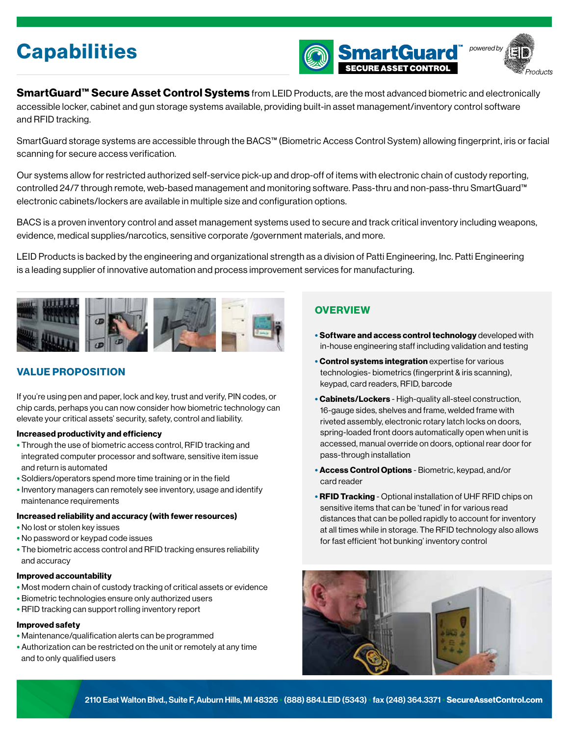# Capabilities

SmartGuard™ SECURE ASSET CONTROL *powered by* LEID Products

**SmartGuard™ Secure Asset Control Systems** from LEID Products, are the most advanced biometric and electronically accessible locker, cabinet and gun storage systems available, providing built-in asset management/inventory control software and RFID tracking.

SmartGuard storage systems are accessible through the BACS™ (Biometric Access Control System) allowing fingerprint, iris or facial scanning for secure access verification.

Our systems allow for restricted authorized self-service pick-up and drop-off of items with electronic chain of custody reporting, controlled 24/7 through remote, web-based management and monitoring software. Pass-thru and non-pass-thru SmartGuard™ electronic cabinets/lockers are available in multiple size and configuration options.

BACS is a proven inventory control and asset management systems used to secure and track critical inventory including weapons, evidence, medical supplies/narcotics, sensitive corporate /government materials, and more.

LEID Products is backed by the engineering and organizational strength as a division of Patti Engineering, Inc. Patti Engineering is a leading supplier of innovative automation and process improvement services for manufacturing.

## VALUE PROPOSITION

If you're using pen and paper, lock and key, trust and verify, PIN codes, or chip cards, perhaps you can now consider how biometric technology can elevate your critical assets' security, safety, control and liability.

**Increased productivity and efficiency**

- Through the use of biometric access control, RFID tracking and integrated computer processor and software, sensitive item issue and return is automated
- Soldiers/operators spend more time training or in the field
- Inventory managers can remotely see inventory, usage and identify maintenance requirements

**Increased reliability and accuracy (with fewer resources)**

- No lost or stolen key issues
- No password or keypad code issues
- The biometric access control and RFID tracking ensures reliability and accuracy

**Improved accountability**

- Most modern chain of custody tracking of critical assets or evidence
- Biometric technologies ensure only authorized users
- RFID tracking can support rolling inventory report

**Improved safety**

- Maintenance/qualification alerts can be programmed
- Authorization can be restricted on the unit or remotely at any time and to only qualified users

## OVERVIEW

- **Software and access control technology** developed with in-house engineering staff including validation and testing
- **Control systems integration** expertise for various technologies- biometrics (fingerprint & iris scanning), keypad, card readers, RFID, barcode
- **Cabinets/Lockers** - High-quality all-steel construction, 16-gauge sides, shelves and frame, welded frame with riveted assembly, electronic rotary latch locks on doors, spring-loaded front doors automatically open when unit is accessed, manual override on doors, optional rear door for pass-through installation
- **Access Control Options** - Biometric, keypad, and/or card reader
- **RFID Tracking** - Optional installation of UHF RFID chips on sensitive items that can be 'tuned' in for various read distances that can be polled rapidly to account for inventory at all times while in storage. The RFID technology also allows for fast efficient 'hot bunking' inventory control

2110 East Walton Blvd., Suite F, Auburn Hills, MI 48326 · (888) 884.LEID (5343) · fax (248) 364.3371 · SecureAssetControl.com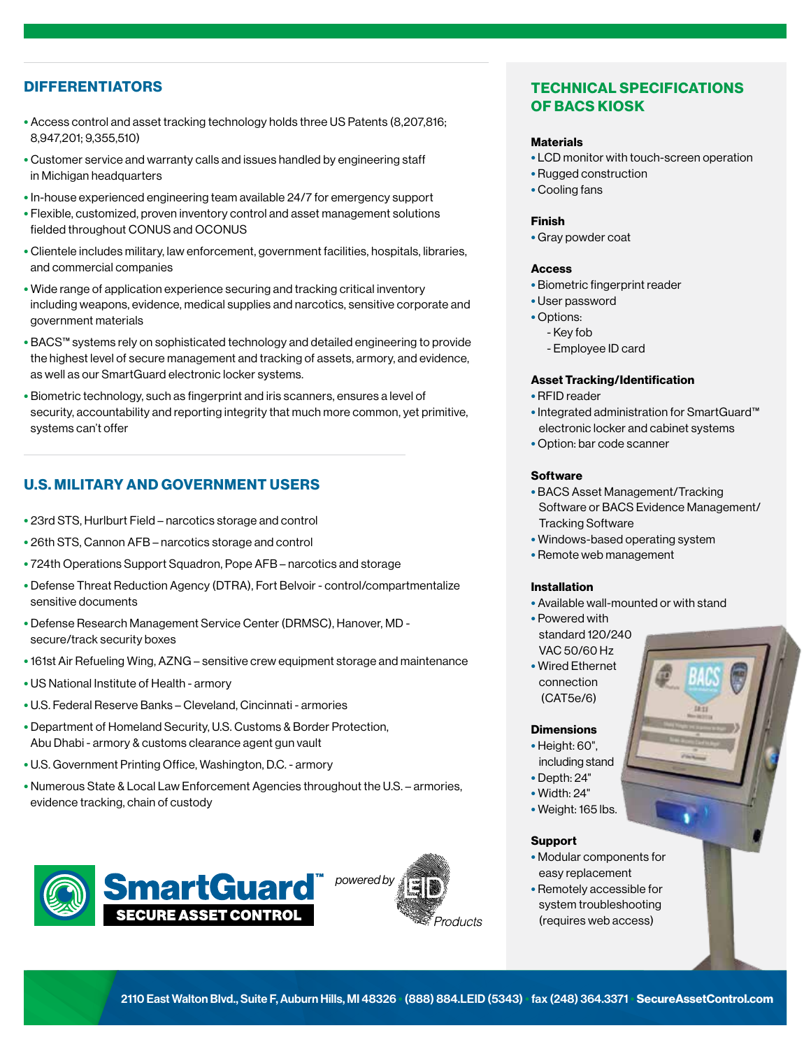## DIFFERENTIATORS

- Access control and asset tracking technology holds three US Patents (8,207,816; 8,947,201; 9,355,510)
- Customer service and warranty calls and issues handled by engineering staff in Michigan headquarters
- In-house experienced engineering team available 24/7 for emergency support
- Flexible, customized, proven inventory control and asset management solutions fielded throughout CONUS and OCONUS
- Clientele includes military, law enforcement, government facilities, hospitals, libraries, and commercial companies
- Wide range of application experience securing and tracking critical inventory including weapons, evidence, medical supplies and narcotics, sensitive corporate and government materials
- BACS™ systems rely on sophisticated technology and detailed engineering to provide the highest level of secure management and tracking of assets, armory, and evidence, as well as our SmartGuard electronic locker systems.
- Biometric technology, such as fingerprint and iris scanners, ensures a level of security, accountability and reporting integrity that much more common, yet primitive, systems can't offer

## U.S. MILITARY AND GOVERNMENT USERS

- 23rd STS, Hurlburt Field – narcotics storage and control
- 26th STS, Cannon AFB – narcotics storage and control
- 724th Operations Support Squadron, Pope AFB – narcotics and storage
- Defense Threat Reduction Agency (DTRA), Fort Belvoir - control/compartmentalize sensitive documents
- Defense Research Management Service Center (DRMSC), Hanover, MD - secure/track security boxes
- 161st Air Refueling Wing, AZNG – sensitive crew equipment storage and maintenance
- US National Institute of Health - armory
- U.S. Federal Reserve Banks – Cleveland, Cincinnati - armories
- Department of Homeland Security, U.S. Customs & Border Protection, Abu Dhabi - armory & customs clearance agent gun vault
- U.S. Government Printing Office, Washington, D.C. - armory
- Numerous State & Local Law Enforcement Agencies throughout the U.S. – armories, evidence tracking, chain of custody

SmartGuard™ SECURE ASSET CONTROL *powered by* LEID *Products*

## TECHNICAL SPECIFICATIONS OF BACS KIOSK

### Materials
- LCD monitor with touch-screen operation
- Rugged construction
- Cooling fans

### Finish
- Gray powder coat

### Access
- Biometric fingerprint reader
- User password
- Options:
  - Key fob
  - Employee ID card

### Asset Tracking/Identification
- RFID reader
- Integrated administration for SmartGuard™ electronic locker and cabinet systems
- Option: bar code scanner

### Software
- BACS Asset Management/Tracking Software or BACS Evidence Management/Tracking Software
- Windows-based operating system
- Remote web management

### Installation
- Available wall-mounted or with stand
- Powered with standard 120/240 VAC 50/60 Hz
- Wired Ethernet connection (CAT5e/6)

### Dimensions
- Height: 60", including stand
- Depth: 24"
- Width: 24"
- Weight: 165 lbs.

### Support
- Modular components for easy replacement
- Remotely accessible for system troubleshooting (requires web access)

2110 East Walton Blvd., Suite F, Auburn Hills, MI 48326 · (888) 884.LEID (5343) · fax (248) 364.3371 · SecureAssetControl.com